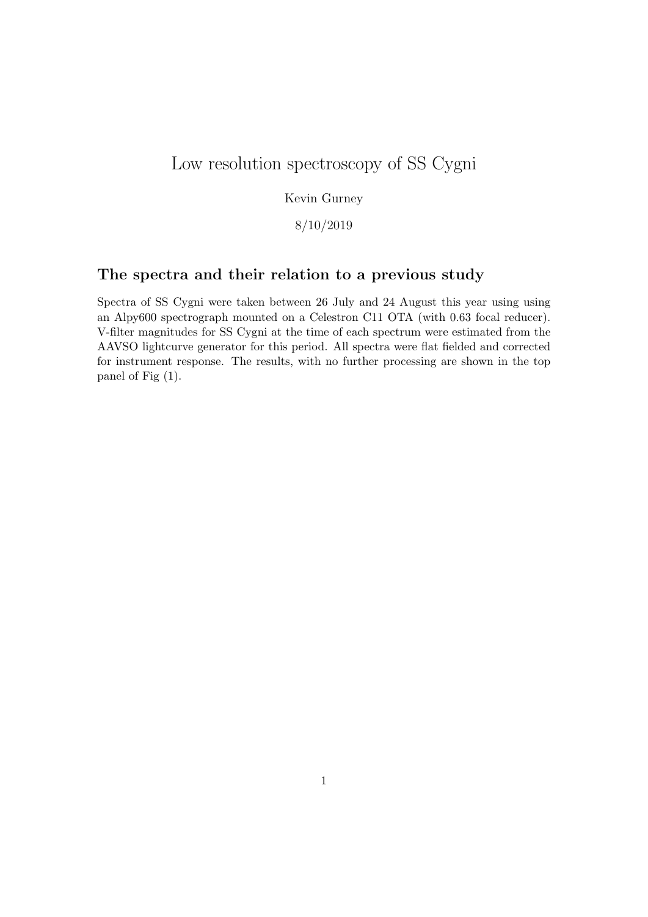# Low resolution spectroscopy of SS Cygni

Kevin Gurney

8/10/2019

## The spectra and their relation to a previous study

Spectra of SS Cygni were taken between 26 July and 24 August this year using using an Alpy600 spectrograph mounted on a Celestron C11 OTA (with 0.63 focal reducer). V-filter magnitudes for SS Cygni at the time of each spectrum were estimated from the AAVSO lightcurve generator for this period. All spectra were flat fielded and corrected for instrument response. The results, with no further processing are shown in the top panel of Fig (1).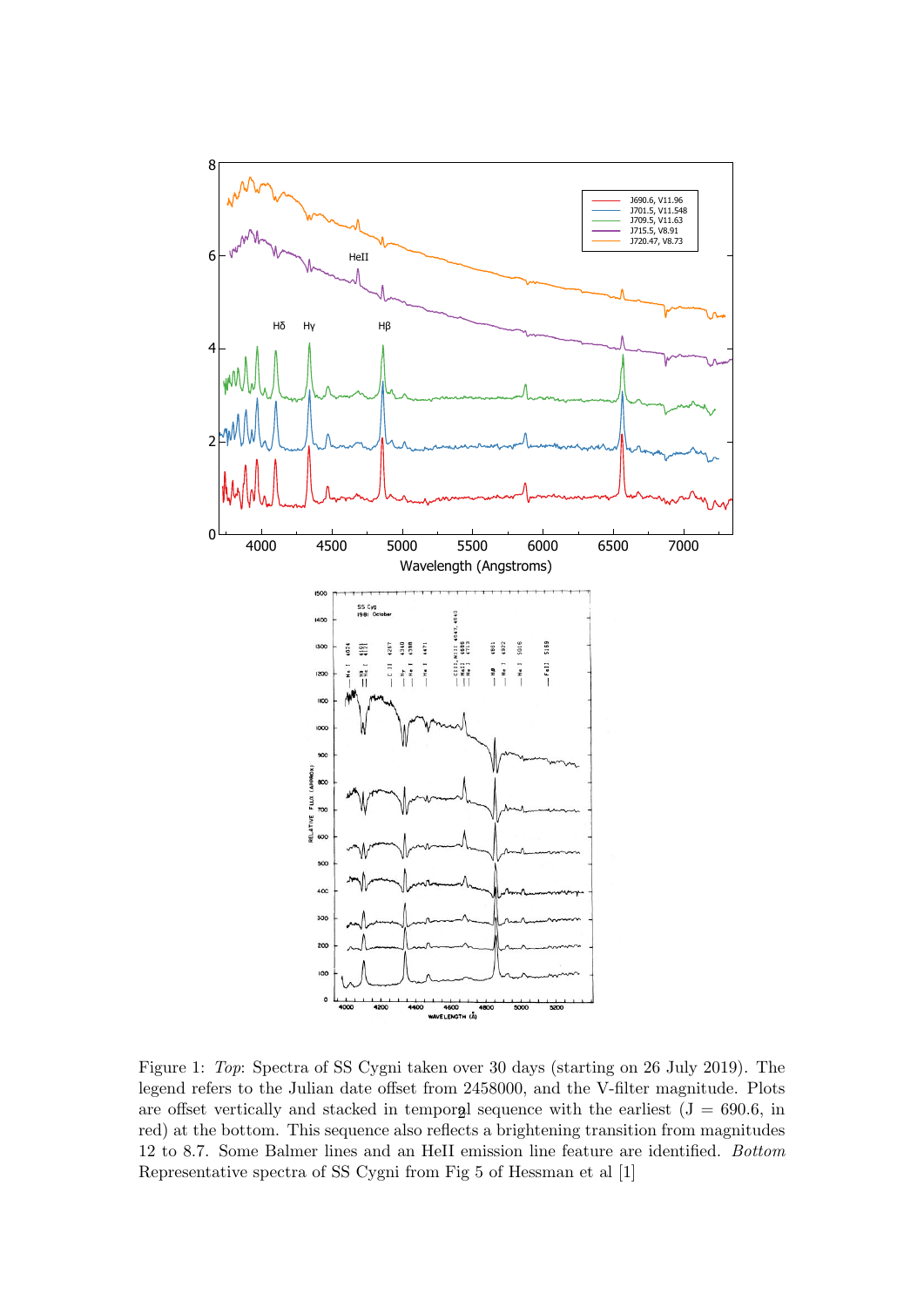Figure 1: *Top*: Spectra of SS Cygni taken over 30 days (starting on 26 July 2019). The legend refers to the Julian date offset from 2458000, and the V-filter magnitude. Plots are offset vertically and stacked in temporal sequence with the earliest (J = 690.6, in red) at the bottom. This sequence also reflects a brightening transition from magnitudes 12 to 8.7. Some Balmer lines and an HeII emission line feature are identified. *Bottom* Representative spectra of SS Cygni from Fig 5 of Hessman et al [1]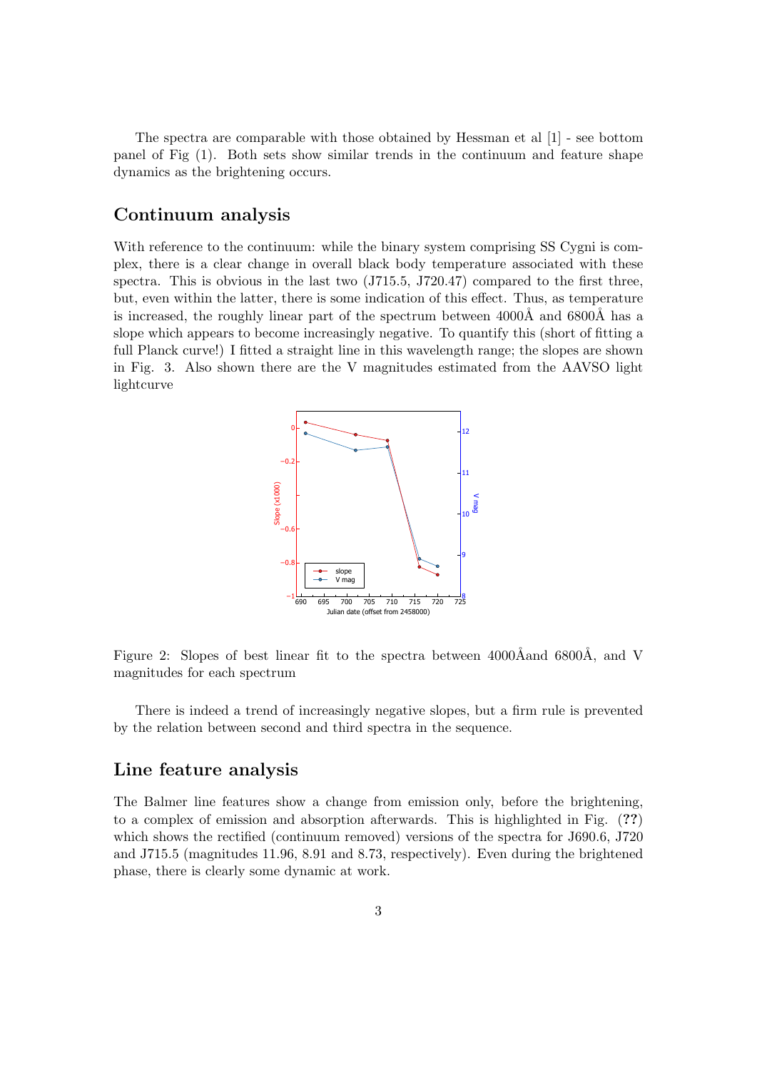The spectra are comparable with those obtained by Hessman et al [1] - see bottom panel of Fig (1). Both sets show similar trends in the continuum and feature shape dynamics as the brightening occurs.

## Continuum analysis

With reference to the continuum: while the binary system comprising SS Cygni is complex, there is a clear change in overall black body temperature associated with these spectra. This is obvious in the last two (J715.5, J720.47) compared to the first three, but, even within the latter, there is some indication of this effect. Thus, as temperature is increased, the roughly linear part of the spectrum between 4000Å and 6800Å has a slope which appears to become increasingly negative. To quantify this (short of fitting a full Planck curve!) I fitted a straight line in this wavelength range; the slopes are shown in Fig. 3. Also shown there are the V magnitudes estimated from the AAVSO light lightcurve

Figure 2: Slopes of best linear fit to the spectra between 4000Åand 6800Å, and V magnitudes for each spectrum

There is indeed a trend of increasingly negative slopes, but a firm rule is prevented by the relation between second and third spectra in the sequence.

## Line feature analysis

The Balmer line features show a change from emission only, before the brightening, to a complex of emission and absorption afterwards. This is highlighted in Fig. (**??**) which shows the rectified (continuum removed) versions of the spectra for J690.6, J720 and J715.5 (magnitudes 11.96, 8.91 and 8.73, respectively). Even during the brightened phase, there is clearly some dynamic at work.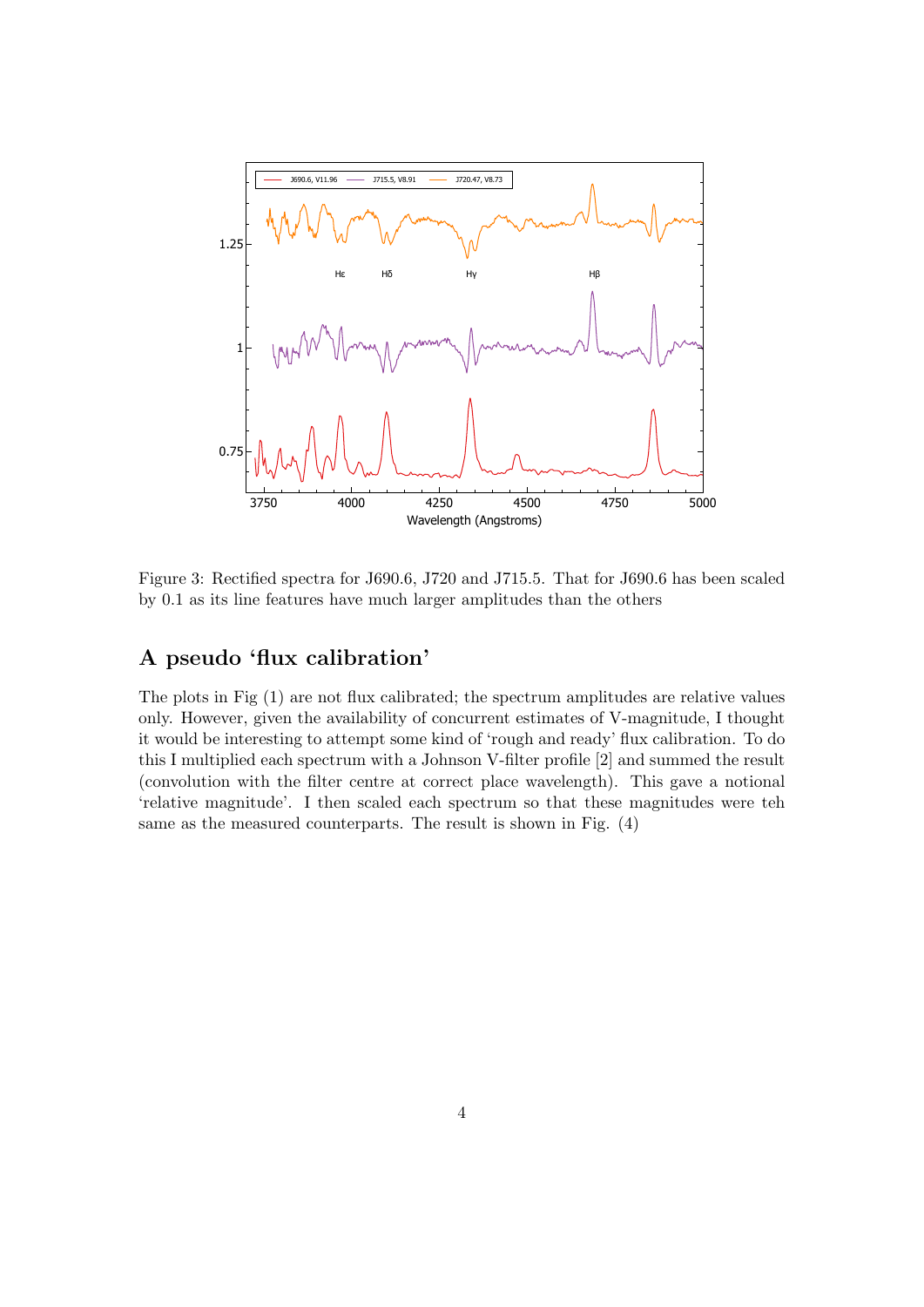Figure 3: Rectified spectra for J690.6, J720 and J715.5. That for J690.6 has been scaled by 0.1 as its line features have much larger amplitudes than the others

## A pseudo 'flux calibration'

The plots in Fig (1) are not flux calibrated; the spectrum amplitudes are relative values only. However, given the availability of concurrent estimates of V-magnitude, I thought it would be interesting to attempt some kind of 'rough and ready' flux calibration. To do this I multiplied each spectrum with a Johnson V-filter profile [2] and summed the result (convolution with the filter centre at correct place wavelength). This gave a notional 'relative magnitude'. I then scaled each spectrum so that these magnitudes were teh same as the measured counterparts. The result is shown in Fig. (4)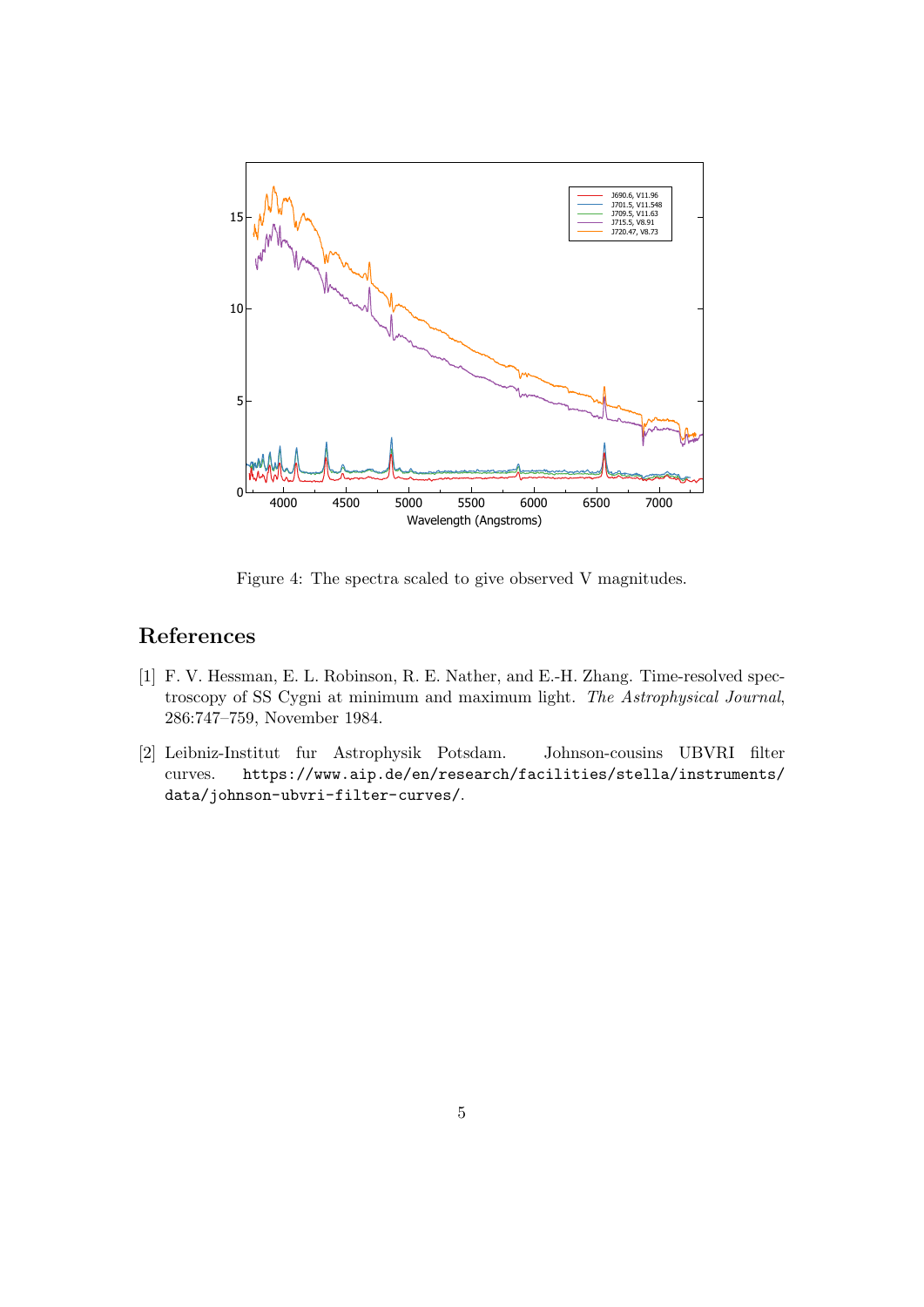J690.6, V11.96
J701.5, V11.548
J709.5, V11.63
J715.5, V8.91
J720.47, V8.73

0
5
10
15

4000
4500
5000
5500
6000
6500
7000

Wavelength (Angstroms)

Figure 4: The spectra scaled to give observed V magnitudes.

## References

[1] F. V. Hessman, E. L. Robinson, R. E. Nather, and E.-H. Zhang. Time-resolved spectroscopy of SS Cygni at minimum and maximum light. *The Astrophysical Journal*, 286:747–759, November 1984.

[2] Leibniz-Institut fur Astrophysik Potsdam. Johnson-cousins UBVRI filter curves. `https://www.aip.de/en/research/facilities/stella/instruments/data/johnson-ubvri-filter-curves/`.